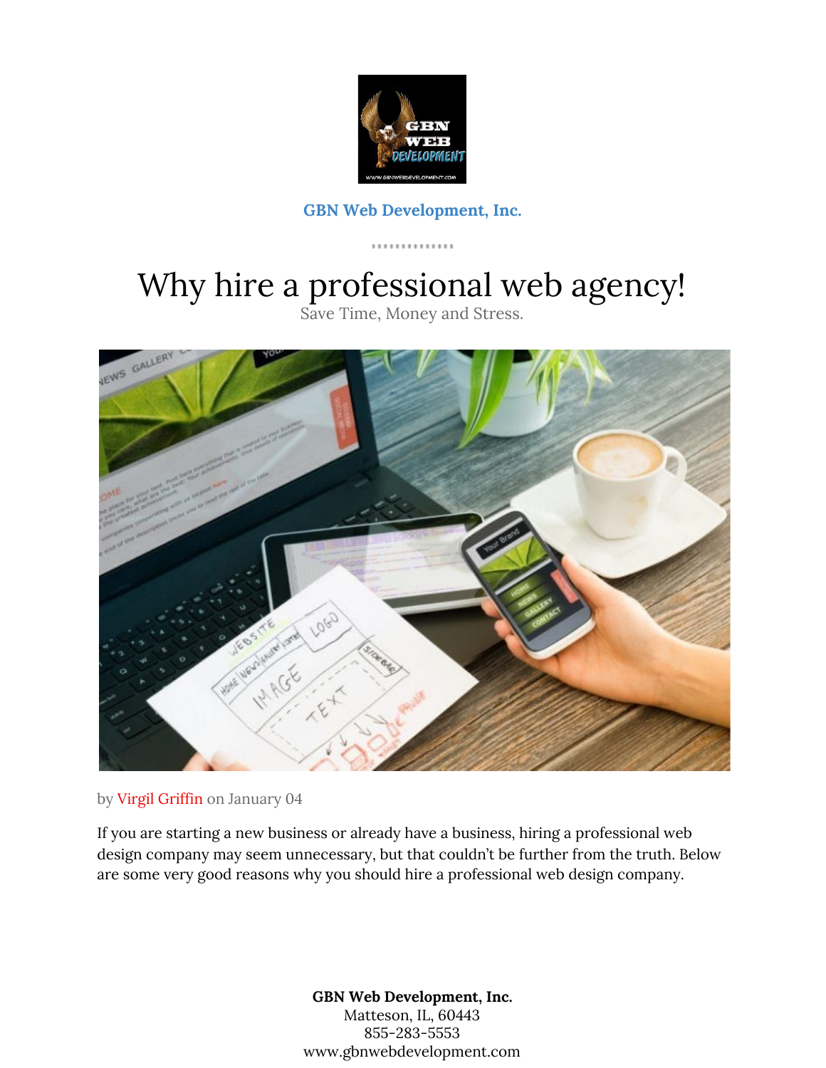GBN Web Development, Inc.

# Why hire a professional web agency!

Save Time, Money and Stress.

by Virgil Griffin on January 04

If you are starting a new business or already have a business, hiring a professional web design company may seem unnecessary, but that couldn't be further from the truth. Below are some very good reasons why you should hire a professional web design company.

**GBN Web Development, Inc.**
Matteson, IL, 60443
855-283-5553
www.gbnwebdevelopment.com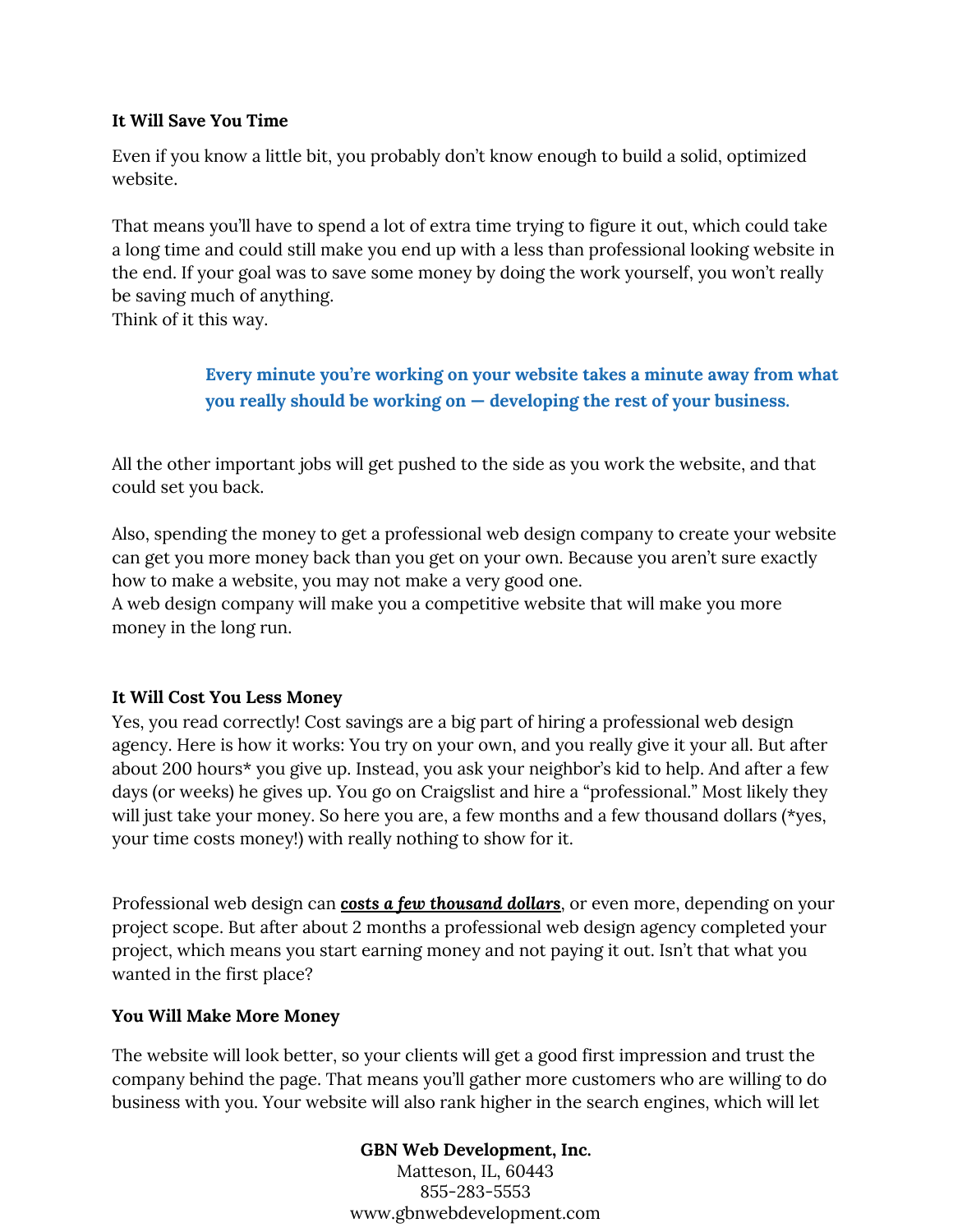**It Will Save You Time**

Even if you know a little bit, you probably don't know enough to build a solid, optimized website.

That means you'll have to spend a lot of extra time trying to figure it out, which could take a long time and could still make you end up with a less than professional looking website in the end. If your goal was to save some money by doing the work yourself, you won't really be saving much of anything.
Think of it this way.

> **Every minute you're working on your website takes a minute away from what you really should be working on — developing the rest of your business.**

All the other important jobs will get pushed to the side as you work the website, and that could set you back.

Also, spending the money to get a professional web design company to create your website can get you more money back than you get on your own. Because you aren't sure exactly how to make a website, you may not make a very good one.
A web design company will make you a competitive website that will make you more money in the long run.

**It Will Cost You Less Money**

Yes, you read correctly! Cost savings are a big part of hiring a professional web design agency. Here is how it works: You try on your own, and you really give it your all. But after about 200 hours* you give up. Instead, you ask your neighbor's kid to help. And after a few days (or weeks) he gives up. You go on Craigslist and hire a "professional." Most likely they will just take your money. So here you are, a few months and a few thousand dollars (*yes, your time costs money!) with really nothing to show for it.

Professional web design can ***costs a few thousand dollars***, or even more, depending on your project scope. But after about 2 months a professional web design agency completed your project, which means you start earning money and not paying it out. Isn't that what you wanted in the first place?

**You Will Make More Money**

The website will look better, so your clients will get a good first impression and trust the company behind the page. That means you'll gather more customers who are willing to do business with you. Your website will also rank higher in the search engines, which will let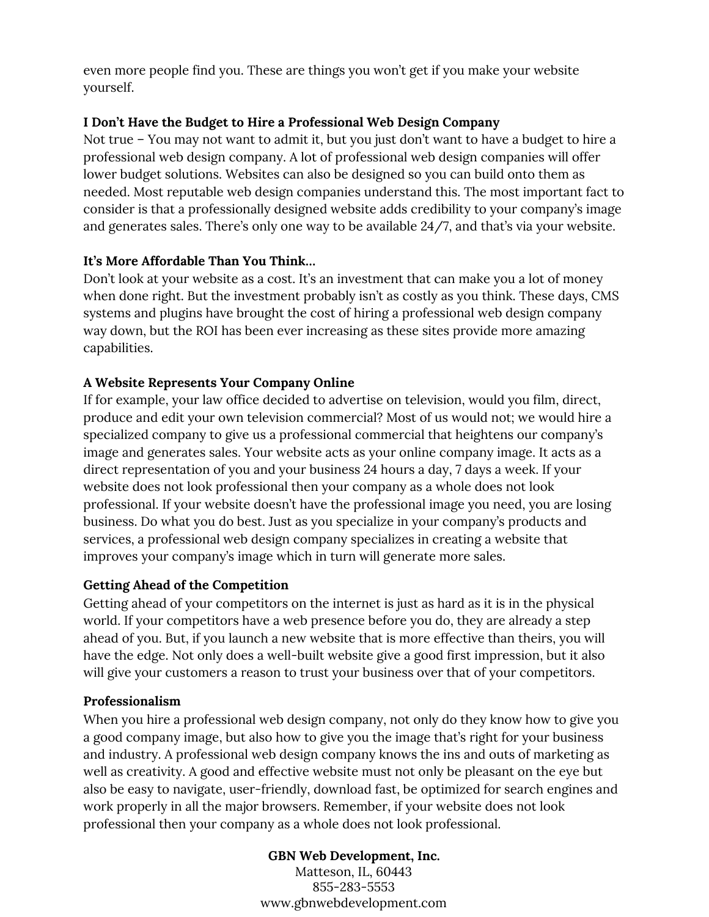even more people find you. These are things you won't get if you make your website yourself.

**I Don't Have the Budget to Hire a Professional Web Design Company**

Not true – You may not want to admit it, but you just don't want to have a budget to hire a professional web design company. A lot of professional web design companies will offer lower budget solutions. Websites can also be designed so you can build onto them as needed. Most reputable web design companies understand this. The most important fact to consider is that a professionally designed website adds credibility to your company's image and generates sales. There's only one way to be available 24/7, and that's via your website.

**It's More Affordable Than You Think…**

Don't look at your website as a cost. It's an investment that can make you a lot of money when done right. But the investment probably isn't as costly as you think. These days, CMS systems and plugins have brought the cost of hiring a professional web design company way down, but the ROI has been ever increasing as these sites provide more amazing capabilities.

**A Website Represents Your Company Online**

If for example, your law office decided to advertise on television, would you film, direct, produce and edit your own television commercial? Most of us would not; we would hire a specialized company to give us a professional commercial that heightens our company's image and generates sales. Your website acts as your online company image. It acts as a direct representation of you and your business 24 hours a day, 7 days a week. If your website does not look professional then your company as a whole does not look professional. If your website doesn't have the professional image you need, you are losing business. Do what you do best. Just as you specialize in your company's products and services, a professional web design company specializes in creating a website that improves your company's image which in turn will generate more sales.

**Getting Ahead of the Competition**

Getting ahead of your competitors on the internet is just as hard as it is in the physical world. If your competitors have a web presence before you do, they are already a step ahead of you. But, if you launch a new website that is more effective than theirs, you will have the edge. Not only does a well-built website give a good first impression, but it also will give your customers a reason to trust your business over that of your competitors.

**Professionalism**

When you hire a professional web design company, not only do they know how to give you a good company image, but also how to give you the image that's right for your business and industry. A professional web design company knows the ins and outs of marketing as well as creativity. A good and effective website must not only be pleasant on the eye but also be easy to navigate, user-friendly, download fast, be optimized for search engines and work properly in all the major browsers. Remember, if your website does not look professional then your company as a whole does not look professional.

**GBN Web Development, Inc.**
Matteson, IL, 60443
855-283-5553
www.gbnwebdevelopment.com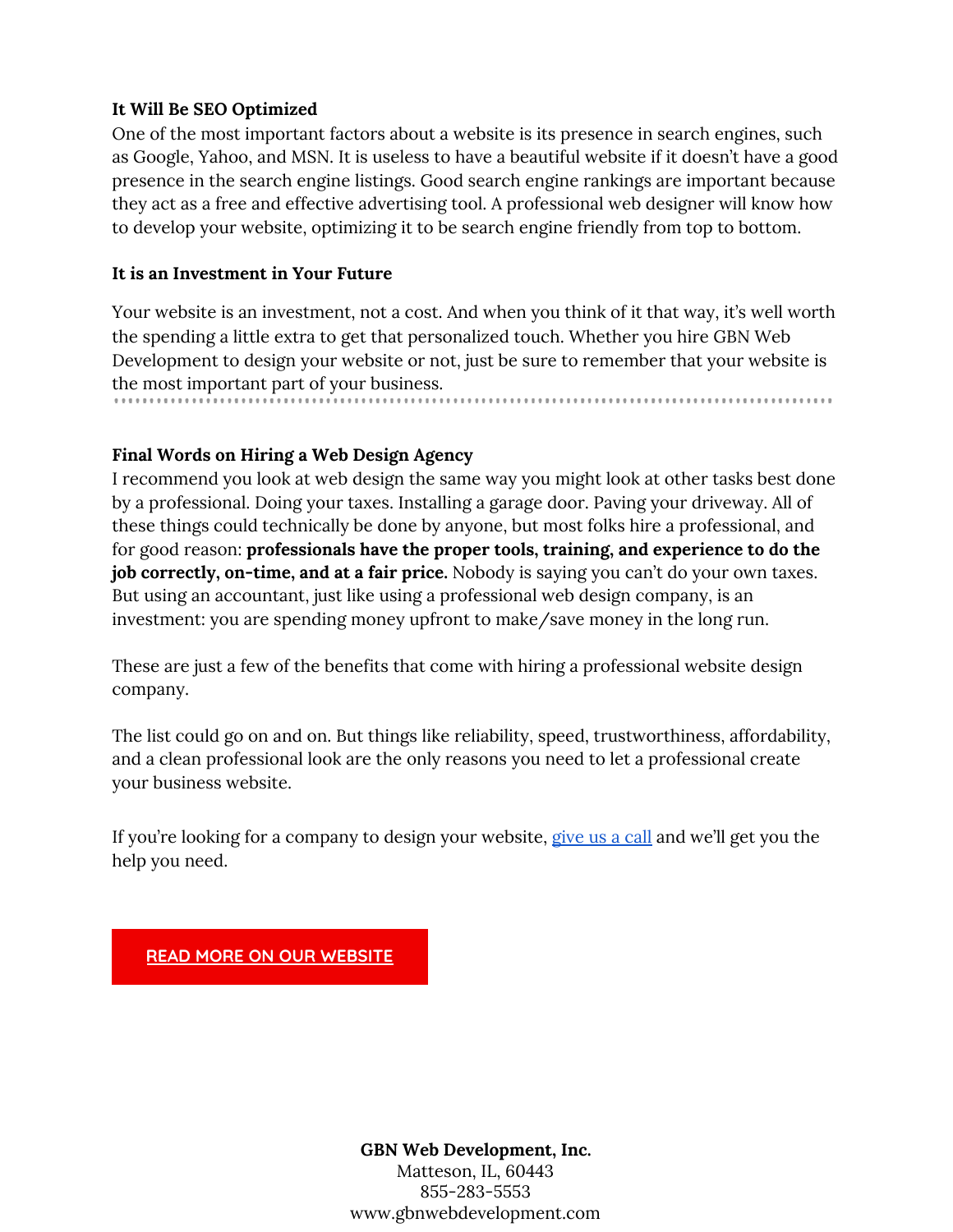**It Will Be SEO Optimized**

One of the most important factors about a website is its presence in search engines, such as Google, Yahoo, and MSN. It is useless to have a beautiful website if it doesn't have a good presence in the search engine listings. Good search engine rankings are important because they act as a free and effective advertising tool. A professional web designer will know how to develop your website, optimizing it to be search engine friendly from top to bottom.

**It is an Investment in Your Future**

Your website is an investment, not a cost. And when you think of it that way, it's well worth the spending a little extra to get that personalized touch. Whether you hire GBN Web Development to design your website or not, just be sure to remember that your website is the most important part of your business.

---

**Final Words on Hiring a Web Design Agency**

I recommend you look at web design the same way you might look at other tasks best done by a professional. Doing your taxes. Installing a garage door. Paving your driveway. All of these things could technically be done by anyone, but most folks hire a professional, and for good reason: **professionals have the proper tools, training, and experience to do the job correctly, on-time, and at a fair price.** Nobody is saying you can't do your own taxes. But using an accountant, just like using a professional web design company, is an investment: you are spending money upfront to make/save money in the long run.

These are just a few of the benefits that come with hiring a professional website design company.

The list could go on and on. But things like reliability, speed, trustworthiness, affordability, and a clean professional look are the only reasons you need to let a professional create your business website.

If you're looking for a company to design your website, give us a call and we'll get you the help you need.

READ MORE ON OUR WEBSITE

**GBN Web Development, Inc.**
Matteson, IL, 60443
855-283-5553
www.gbnwebdevelopment.com